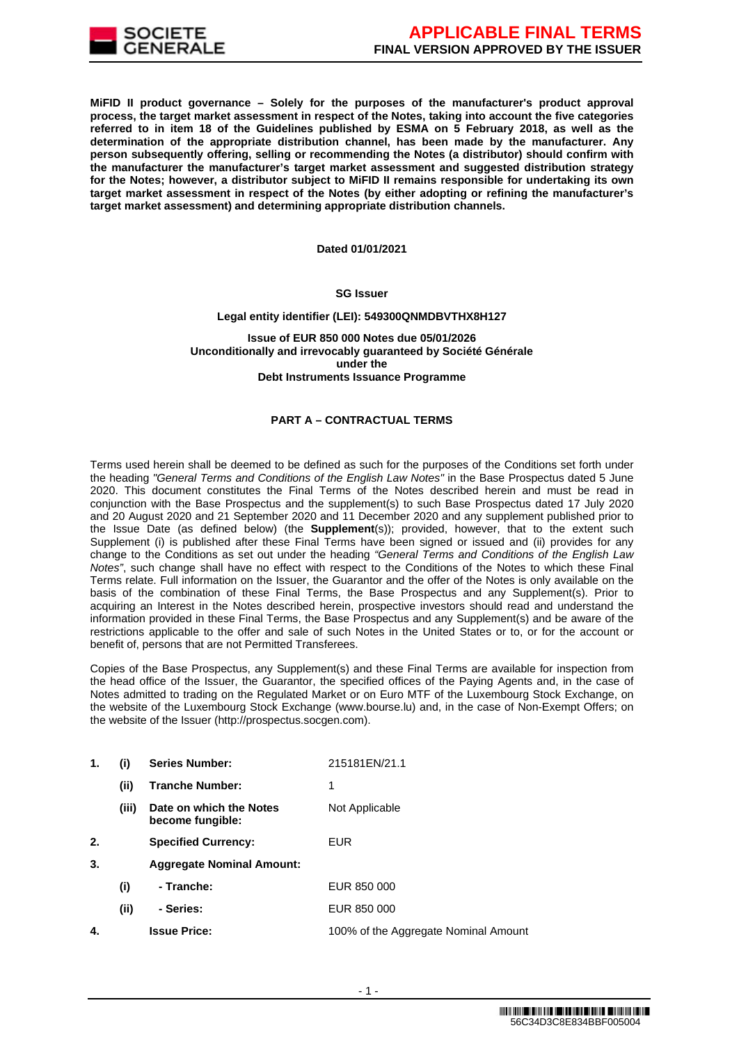**MiFID II product governance – Solely for the purposes of the manufacturer's product approval process, the target market assessment in respect of the Notes, taking into account the five categories referred to in item 18 of the Guidelines published by ESMA on 5 February 2018, as well as the determination of the appropriate distribution channel, has been made by the manufacturer. Any person subsequently offering, selling or recommending the Notes (a distributor) should confirm with the manufacturer the manufacturer's target market assessment and suggested distribution strategy for the Notes; however, a distributor subject to MiFID II remains responsible for undertaking its own target market assessment in respect of the Notes (by either adopting or refining the manufacturer's target market assessment) and determining appropriate distribution channels.**

**Dated 01/01/2021**

**SG Issuer**

**Legal entity identifier (LEI): 549300QNMDBVTHX8H127**

**Issue of EUR 850 000 Notes due 05/01/2026**
**Unconditionally and irrevocably guaranteed by Société Générale**
**under the**
**Debt Instruments Issuance Programme**

## PART A – CONTRACTUAL TERMS

Terms used herein shall be deemed to be defined as such for the purposes of the Conditions set forth under the heading *"General Terms and Conditions of the English Law Notes"* in the Base Prospectus dated 5 June 2020. This document constitutes the Final Terms of the Notes described herein and must be read in conjunction with the Base Prospectus and the supplement(s) to such Base Prospectus dated 17 July 2020 and 20 August 2020 and 21 September 2020 and 11 December 2020 and any supplement published prior to the Issue Date (as defined below) (the **Supplement**(s)); provided, however, that to the extent such Supplement (i) is published after these Final Terms have been signed or issued and (ii) provides for any change to the Conditions as set out under the heading *"General Terms and Conditions of the English Law Notes"*, such change shall have no effect with respect to the Conditions of the Notes to which these Final Terms relate. Full information on the Issuer, the Guarantor and the offer of the Notes is only available on the basis of the combination of these Final Terms, the Base Prospectus and any Supplement(s). Prior to acquiring an Interest in the Notes described herein, prospective investors should read and understand the information provided in these Final Terms, the Base Prospectus and any Supplement(s) and be aware of the restrictions applicable to the offer and sale of such Notes in the United States or to, or for the account or benefit of, persons that are not Permitted Transferees.

Copies of the Base Prospectus, any Supplement(s) and these Final Terms are available for inspection from the head office of the Issuer, the Guarantor, the specified offices of the Paying Agents and, in the case of Notes admitted to trading on the Regulated Market or on Euro MTF of the Luxembourg Stock Exchange, on the website of the Luxembourg Stock Exchange (www.bourse.lu) and, in the case of Non-Exempt Offers; on the website of the Issuer (http://prospectus.socgen.com).

| | | | |
|---|---|---|---|
| **1.** | **(i)** | **Series Number:** | 215181EN/21.1 |
| | **(ii)** | **Tranche Number:** | 1 |
| | **(iii)** | **Date on which the Notes become fungible:** | Not Applicable |
| **2.** | | **Specified Currency:** | EUR |
| **3.** | | **Aggregate Nominal Amount:** | |
| | **(i)** | **- Tranche:** | EUR 850 000 |
| | **(ii)** | **- Series:** | EUR 850 000 |
| **4.** | | **Issue Price:** | 100% of the Aggregate Nominal Amount |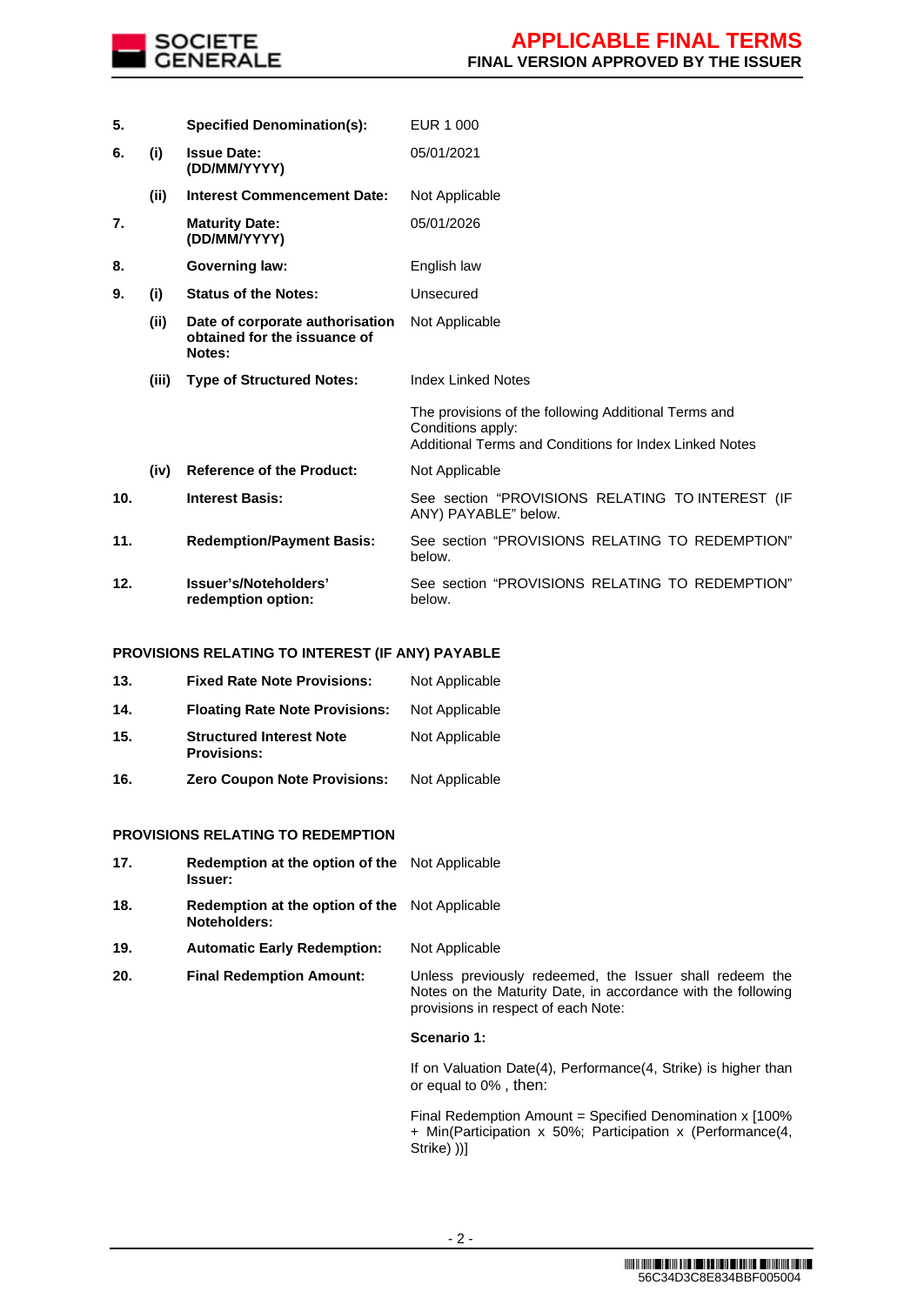| | | | |
|---|---|---|---|
| **5.** | | **Specified Denomination(s):** | EUR 1 000 |
| **6.** | **(i)** | **Issue Date: (DD/MM/YYYY)** | 05/01/2021 |
| | **(ii)** | **Interest Commencement Date:** | Not Applicable |
| **7.** | | **Maturity Date: (DD/MM/YYYY)** | 05/01/2026 |
| **8.** | | **Governing law:** | English law |
| **9.** | **(i)** | **Status of the Notes:** | Unsecured |
| | **(ii)** | **Date of corporate authorisation obtained for the issuance of Notes:** | Not Applicable |
| | **(iii)** | **Type of Structured Notes:** | Index Linked Notes<br><br>The provisions of the following Additional Terms and Conditions apply:<br>Additional Terms and Conditions for Index Linked Notes |
| | **(iv)** | **Reference of the Product:** | Not Applicable |
| **10.** | | **Interest Basis:** | See section "PROVISIONS RELATING TO INTEREST (IF ANY) PAYABLE" below. |
| **11.** | | **Redemption/Payment Basis:** | See section "PROVISIONS RELATING TO REDEMPTION" below. |
| **12.** | | **Issuer's/Noteholders' redemption option:** | See section "PROVISIONS RELATING TO REDEMPTION" below. |

**PROVISIONS RELATING TO INTEREST (IF ANY) PAYABLE**

| | | |
|---|---|---|
| **13.** | **Fixed Rate Note Provisions:** | Not Applicable |
| **14.** | **Floating Rate Note Provisions:** | Not Applicable |
| **15.** | **Structured Interest Note Provisions:** | Not Applicable |
| **16.** | **Zero Coupon Note Provisions:** | Not Applicable |

**PROVISIONS RELATING TO REDEMPTION**

| | | |
|---|---|---|
| **17.** | **Redemption at the option of the Issuer:** | Not Applicable |
| **18.** | **Redemption at the option of the Noteholders:** | Not Applicable |
| **19.** | **Automatic Early Redemption:** | Not Applicable |
| **20.** | **Final Redemption Amount:** | Unless previously redeemed, the Issuer shall redeem the Notes on the Maturity Date, in accordance with the following provisions in respect of each Note:<br><br>**Scenario 1:**<br><br>If on Valuation Date(4), Performance(4, Strike) is higher than or equal to 0% , then:<br><br>Final Redemption Amount = Specified Denomination x [100% + Min(Participation x 50%; Participation x (Performance(4, Strike) ))] |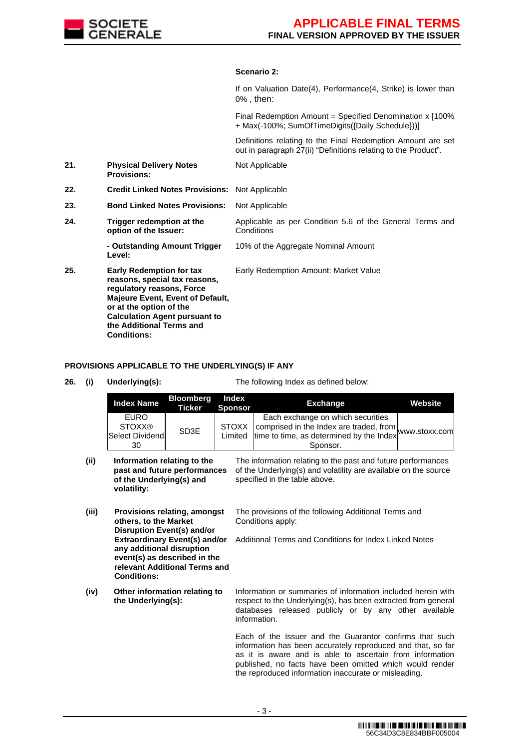**Scenario 2:**

If on Valuation Date(4), Performance(4, Strike) is lower than 0% , then:

Final Redemption Amount = Specified Denomination x [100% + Max(-100%; SumOfTimeDigits({Daily Schedule}))]

Definitions relating to the Final Redemption Amount are set out in paragraph 27(ii) "Definitions relating to the Product".

| | | |
|---|---|---|
| **21.** | **Physical Delivery Notes Provisions:** | Not Applicable |
| **22.** | **Credit Linked Notes Provisions:** | Not Applicable |
| **23.** | **Bond Linked Notes Provisions:** | Not Applicable |
| **24.** | **Trigger redemption at the option of the Issuer:** | Applicable as per Condition 5.6 of the General Terms and Conditions |
| | **- Outstanding Amount Trigger Level:** | 10% of the Aggregate Nominal Amount |
| **25.** | **Early Redemption for tax reasons, special tax reasons, regulatory reasons, Force Majeure Event, Event of Default, or at the option of the Calculation Agent pursuant to the Additional Terms and Conditions:** | Early Redemption Amount: Market Value |

**PROVISIONS APPLICABLE TO THE UNDERLYING(S) IF ANY**

**26. (i) Underlying(s):** The following Index as defined below:

| Index Name | Bloomberg Ticker | Index Sponsor | Exchange | Website |
|---|---|---|---|---|
| EURO STOXX® Select Dividend 30 | SD3E | STOXX Limited | Each exchange on which securities comprised in the Index are traded, from time to time, as determined by the Index Sponsor. | www.stoxx.com |

**(ii) Information relating to the past and future performances of the Underlying(s) and volatility:** The information relating to the past and future performances of the Underlying(s) and volatility are available on the source specified in the table above.

**(iii) Provisions relating, amongst others, to the Market Disruption Event(s) and/or Extraordinary Event(s) and/or any additional disruption event(s) as described in the relevant Additional Terms and Conditions:** The provisions of the following Additional Terms and Conditions apply:

Additional Terms and Conditions for Index Linked Notes

**(iv) Other information relating to the Underlying(s):** Information or summaries of information included herein with respect to the Underlying(s), has been extracted from general databases released publicly or by any other available information.

Each of the Issuer and the Guarantor confirms that such information has been accurately reproduced and that, so far as it is aware and is able to ascertain from information published, no facts have been omitted which would render the reproduced information inaccurate or misleading.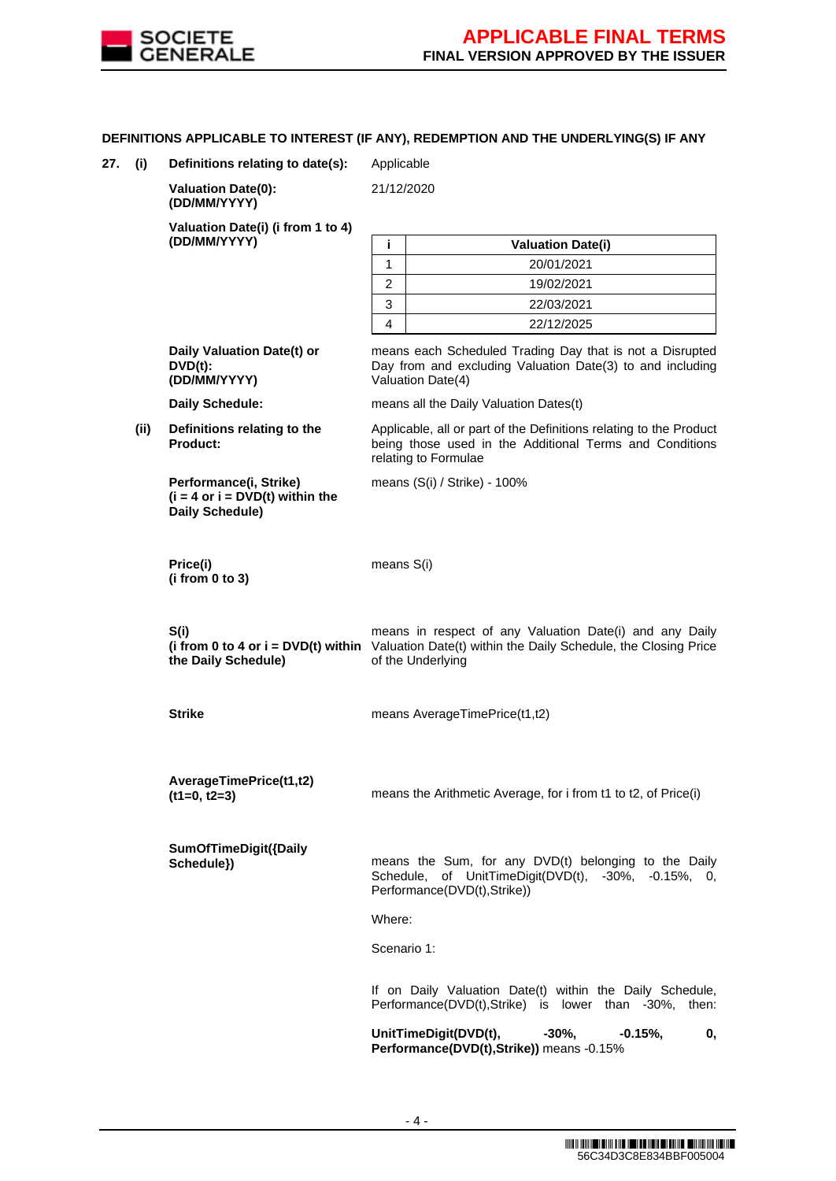**DEFINITIONS APPLICABLE TO INTEREST (IF ANY), REDEMPTION AND THE UNDERLYING(S) IF ANY**

**27. (i) Definitions relating to date(s):** Applicable

**Valuation Date(0): (DD/MM/YYYY)** 21/12/2020

**Valuation Date(i) (i from 1 to 4) (DD/MM/YYYY)**

| i | Valuation Date(i) |
|---|---|
| 1 | 20/01/2021 |
| 2 | 19/02/2021 |
| 3 | 22/03/2021 |
| 4 | 22/12/2025 |

**Daily Valuation Date(t) or DVD(t): (DD/MM/YYYY)** means each Scheduled Trading Day that is not a Disrupted Day from and excluding Valuation Date(3) to and including Valuation Date(4)

**Daily Schedule:** means all the Daily Valuation Dates(t)

**(ii) Definitions relating to the Product:** Applicable, all or part of the Definitions relating to the Product being those used in the Additional Terms and Conditions relating to Formulae

**Performance(i, Strike) (i = 4 or i = DVD(t) within the Daily Schedule)** means (S(i) / Strike) - 100%

**Price(i) (i from 0 to 3)** means S(i)

**S(i) (i from 0 to 4 or i = DVD(t) within the Daily Schedule)** means in respect of any Valuation Date(i) and any Daily Valuation Date(t) within the Daily Schedule, the Closing Price of the Underlying

**Strike** means AverageTimePrice(t1,t2)

**AverageTimePrice(t1,t2) (t1=0, t2=3)** means the Arithmetic Average, for i from t1 to t2, of Price(i)

**SumOfTimeDigit({Daily Schedule})** means the Sum, for any DVD(t) belonging to the Daily Schedule, of UnitTimeDigit(DVD(t), -30%, -0.15%, 0, Performance(DVD(t),Strike))

Where:

Scenario 1:

If on Daily Valuation Date(t) within the Daily Schedule, Performance(DVD(t),Strike) is lower than -30%, then:

**UnitTimeDigit(DVD(t), -30%, -0.15%, 0, Performance(DVD(t),Strike))** means -0.15%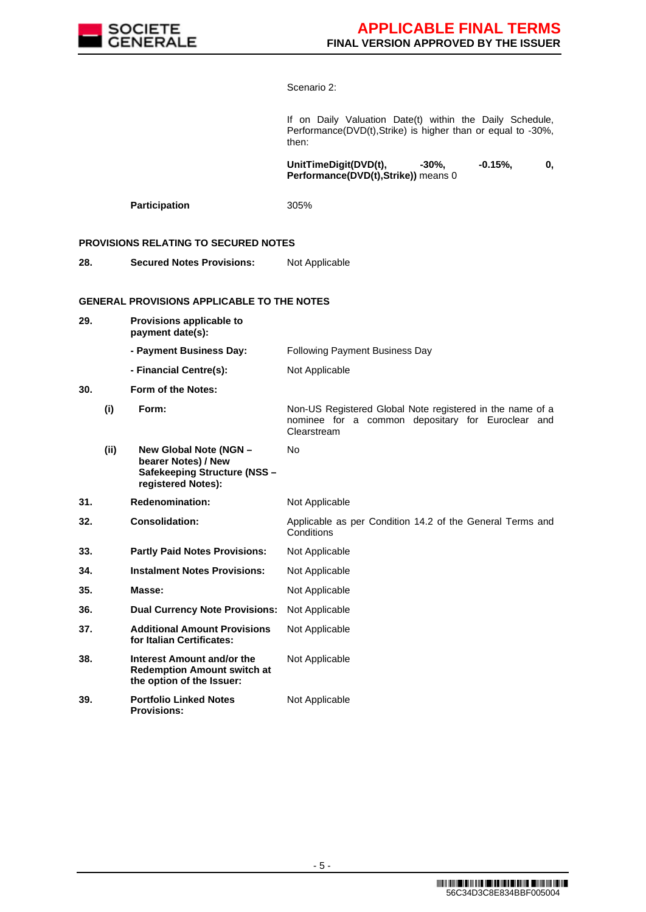| | | |
|---|---|---|
| | | Scenario 2: |
| | | If on Daily Valuation Date(t) within the Daily Schedule, Performance(DVD(t),Strike) is higher than or equal to -30%, then: |
| | | **UnitTimeDigit(DVD(t), -30%, -0.15%, 0, Performance(DVD(t),Strike))** means 0 |
| | **Participation** | 305% |

**PROVISIONS RELATING TO SECURED NOTES**

| | | |
|---|---|---|
| **28.** | **Secured Notes Provisions:** | Not Applicable |

**GENERAL PROVISIONS APPLICABLE TO THE NOTES**

| | | |
|---|---|---|
| **29.** | **Provisions applicable to payment date(s):** | |
| | **- Payment Business Day:** | Following Payment Business Day |
| | **- Financial Centre(s):** | Not Applicable |
| **30.** | **Form of the Notes:** | |
| **(i)** | **Form:** | Non-US Registered Global Note registered in the name of a nominee for a common depositary for Euroclear and Clearstream |
| **(ii)** | **New Global Note (NGN – bearer Notes) / New Safekeeping Structure (NSS – registered Notes):** | No |
| **31.** | **Redenomination:** | Not Applicable |
| **32.** | **Consolidation:** | Applicable as per Condition 14.2 of the General Terms and Conditions |
| **33.** | **Partly Paid Notes Provisions:** | Not Applicable |
| **34.** | **Instalment Notes Provisions:** | Not Applicable |
| **35.** | **Masse:** | Not Applicable |
| **36.** | **Dual Currency Note Provisions:** | Not Applicable |
| **37.** | **Additional Amount Provisions for Italian Certificates:** | Not Applicable |
| **38.** | **Interest Amount and/or the Redemption Amount switch at the option of the Issuer:** | Not Applicable |
| **39.** | **Portfolio Linked Notes Provisions:** | Not Applicable |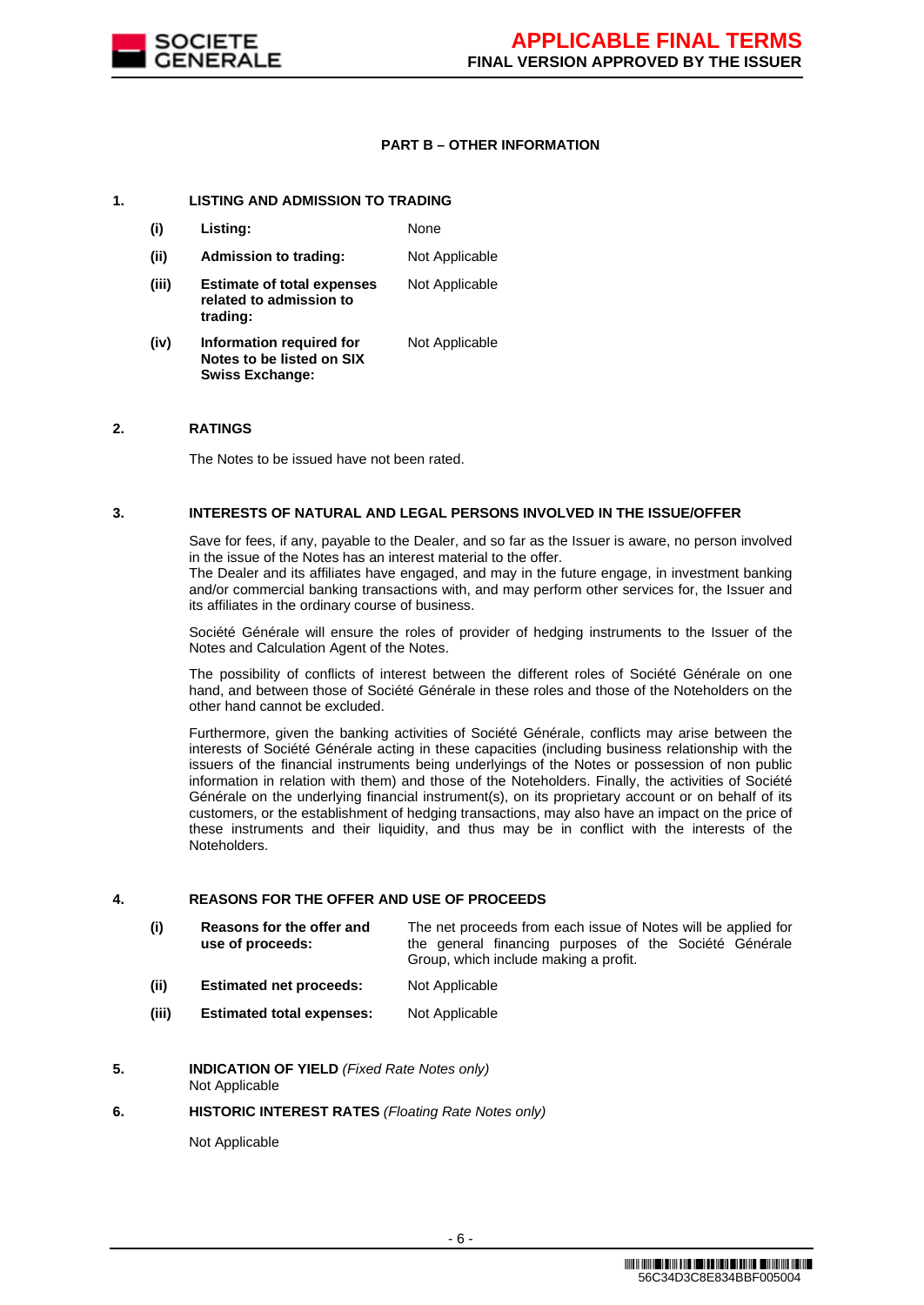## PART B – OTHER INFORMATION

### 1. LISTING AND ADMISSION TO TRADING

| | | |
|---|---|---|
| **(i)** | **Listing:** | None |
| **(ii)** | **Admission to trading:** | Not Applicable |
| **(iii)** | **Estimate of total expenses related to admission to trading:** | Not Applicable |
| **(iv)** | **Information required for Notes to be listed on SIX Swiss Exchange:** | Not Applicable |

### 2. RATINGS

The Notes to be issued have not been rated.

### 3. INTERESTS OF NATURAL AND LEGAL PERSONS INVOLVED IN THE ISSUE/OFFER

Save for fees, if any, payable to the Dealer, and so far as the Issuer is aware, no person involved in the issue of the Notes has an interest material to the offer.
The Dealer and its affiliates have engaged, and may in the future engage, in investment banking and/or commercial banking transactions with, and may perform other services for, the Issuer and its affiliates in the ordinary course of business.

Société Générale will ensure the roles of provider of hedging instruments to the Issuer of the Notes and Calculation Agent of the Notes.

The possibility of conflicts of interest between the different roles of Société Générale on one hand, and between those of Société Générale in these roles and those of the Noteholders on the other hand cannot be excluded.

Furthermore, given the banking activities of Société Générale, conflicts may arise between the interests of Société Générale acting in these capacities (including business relationship with the issuers of the financial instruments being underlyings of the Notes or possession of non public information in relation with them) and those of the Noteholders. Finally, the activities of Société Générale on the underlying financial instrument(s), on its proprietary account or on behalf of its customers, or the establishment of hedging transactions, may also have an impact on the price of these instruments and their liquidity, and thus may be in conflict with the interests of the Noteholders.

### 4. REASONS FOR THE OFFER AND USE OF PROCEEDS

| | | |
|---|---|---|
| **(i)** | **Reasons for the offer and use of proceeds:** | The net proceeds from each issue of Notes will be applied for the general financing purposes of the Société Générale Group, which include making a profit. |
| **(ii)** | **Estimated net proceeds:** | Not Applicable |
| **(iii)** | **Estimated total expenses:** | Not Applicable |

### 5. INDICATION OF YIELD *(Fixed Rate Notes only)*

Not Applicable

### 6. HISTORIC INTEREST RATES *(Floating Rate Notes only)*

Not Applicable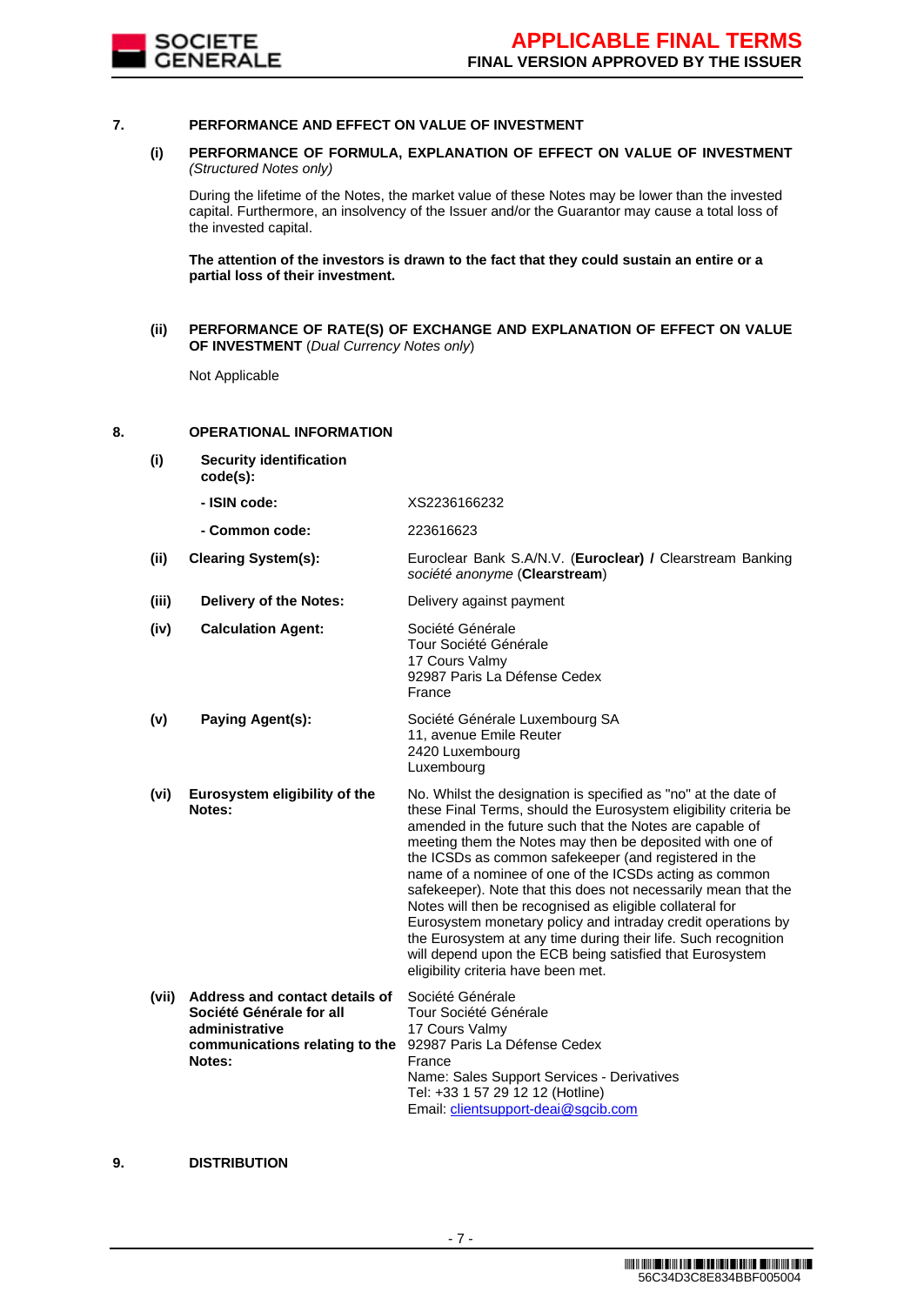## 7. PERFORMANCE AND EFFECT ON VALUE OF INVESTMENT

**(i) PERFORMANCE OF FORMULA, EXPLANATION OF EFFECT ON VALUE OF INVESTMENT** *(Structured Notes only)*

During the lifetime of the Notes, the market value of these Notes may be lower than the invested capital. Furthermore, an insolvency of the Issuer and/or the Guarantor may cause a total loss of the invested capital.

**The attention of the investors is drawn to the fact that they could sustain an entire or a partial loss of their investment.**

**(ii) PERFORMANCE OF RATE(S) OF EXCHANGE AND EXPLANATION OF EFFECT ON VALUE OF INVESTMENT** (*Dual Currency Notes only*)

Not Applicable

## 8. OPERATIONAL INFORMATION

| | | |
|---|---|---|
| **(i)** | **Security identification code(s):** | |
| | **- ISIN code:** | XS2236166232 |
| | **- Common code:** | 223616623 |
| **(ii)** | **Clearing System(s):** | Euroclear Bank S.A/N.V. (**Euroclear) /** Clearstream Banking *société anonyme* (**Clearstream**) |
| **(iii)** | **Delivery of the Notes:** | Delivery against payment |
| **(iv)** | **Calculation Agent:** | Société Générale<br>Tour Société Générale<br>17 Cours Valmy<br>92987 Paris La Défense Cedex<br>France |
| **(v)** | **Paying Agent(s):** | Société Générale Luxembourg SA<br>11, avenue Emile Reuter<br>2420 Luxembourg<br>Luxembourg |
| **(vi)** | **Eurosystem eligibility of the Notes:** | No. Whilst the designation is specified as "no" at the date of these Final Terms, should the Eurosystem eligibility criteria be amended in the future such that the Notes are capable of meeting them the Notes may then be deposited with one of the ICSDs as common safekeeper (and registered in the name of a nominee of one of the ICSDs acting as common safekeeper). Note that this does not necessarily mean that the Notes will then be recognised as eligible collateral for Eurosystem monetary policy and intraday credit operations by the Eurosystem at any time during their life. Such recognition will depend upon the ECB being satisfied that Eurosystem eligibility criteria have been met. |
| **(vii)** | **Address and contact details of Société Générale for all administrative communications relating to the Notes:** | Société Générale<br>Tour Société Générale<br>17 Cours Valmy<br>92987 Paris La Défense Cedex<br>France<br>Name: Sales Support Services - Derivatives<br>Tel: +33 1 57 29 12 12 (Hotline)<br>Email: clientsupport-deai@sgcib.com |

## 9. DISTRIBUTION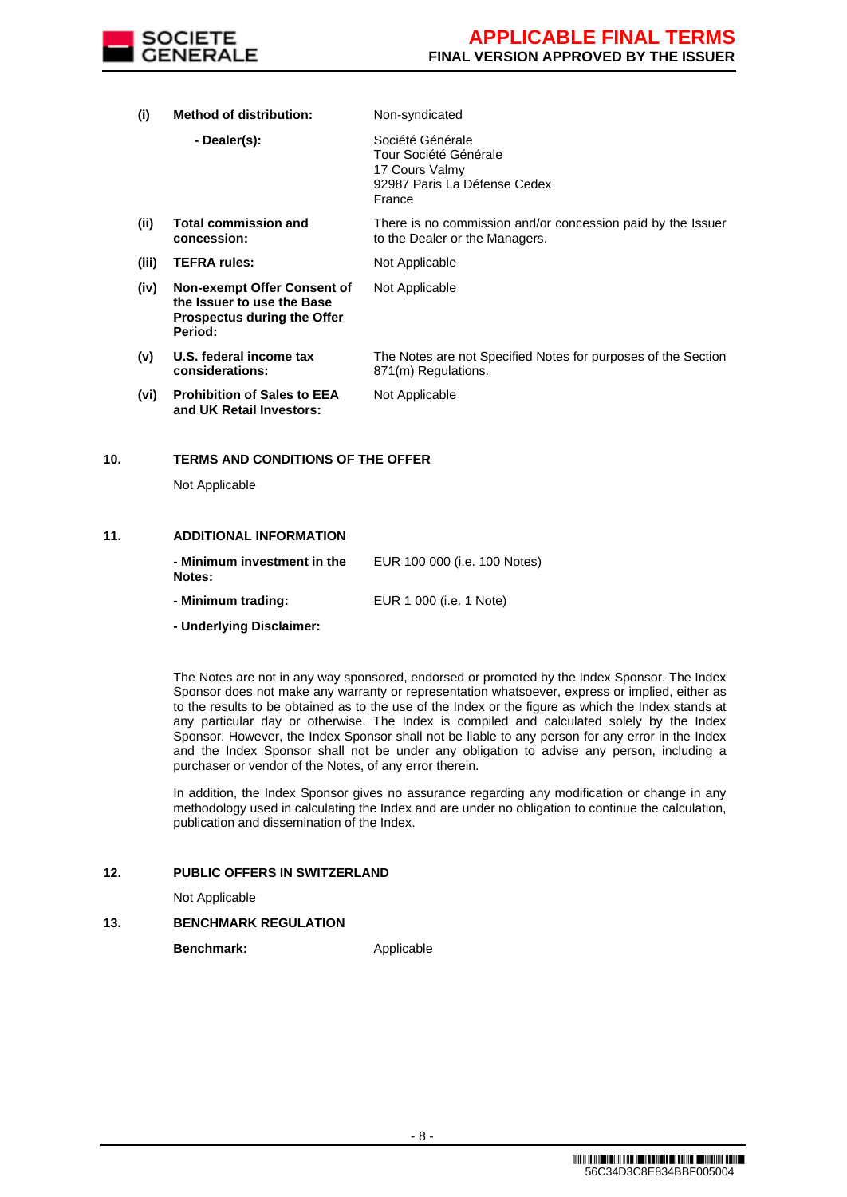| | | |
|---|---|---|
| **(i)** | **Method of distribution:** | Non-syndicated |
| | **- Dealer(s):** | Société Générale<br>Tour Société Générale<br>17 Cours Valmy<br>92987 Paris La Défense Cedex<br>France |
| **(ii)** | **Total commission and concession:** | There is no commission and/or concession paid by the Issuer to the Dealer or the Managers. |
| **(iii)** | **TEFRA rules:** | Not Applicable |
| **(iv)** | **Non-exempt Offer Consent of the Issuer to use the Base Prospectus during the Offer Period:** | Not Applicable |
| **(v)** | **U.S. federal income tax considerations:** | The Notes are not Specified Notes for purposes of the Section 871(m) Regulations. |
| **(vi)** | **Prohibition of Sales to EEA and UK Retail Investors:** | Not Applicable |

## 10. TERMS AND CONDITIONS OF THE OFFER

Not Applicable

## 11. ADDITIONAL INFORMATION

| | |
|---|---|
| **- Minimum investment in the Notes:** | EUR 100 000 (i.e. 100 Notes) |
| **- Minimum trading:** | EUR 1 000 (i.e. 1 Note) |

**- Underlying Disclaimer:**

The Notes are not in any way sponsored, endorsed or promoted by the Index Sponsor. The Index Sponsor does not make any warranty or representation whatsoever, express or implied, either as to the results to be obtained as to the use of the Index or the figure as which the Index stands at any particular day or otherwise. The Index is compiled and calculated solely by the Index Sponsor. However, the Index Sponsor shall not be liable to any person for any error in the Index and the Index Sponsor shall not be under any obligation to advise any person, including a purchaser or vendor of the Notes, of any error therein.

In addition, the Index Sponsor gives no assurance regarding any modification or change in any methodology used in calculating the Index and are under no obligation to continue the calculation, publication and dissemination of the Index.

## 12. PUBLIC OFFERS IN SWITZERLAND

Not Applicable

## 13. BENCHMARK REGULATION

| | |
|---|---|
| **Benchmark:** | Applicable |